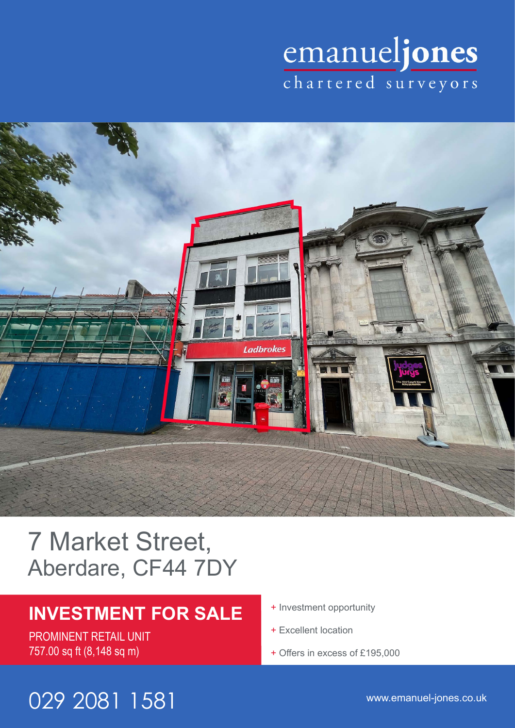emanueljones
chartered surveyors

# 7 Market Street,
Aberdare, CF44 7DY

## INVESTMENT FOR SALE

PROMINENT RETAIL UNIT
757.00 sq ft (8,148 sq m)

- + Investment opportunity
- + Excellent location
- + Offers in excess of £195,000

029 2081 1581

www.emanuel-jones.co.uk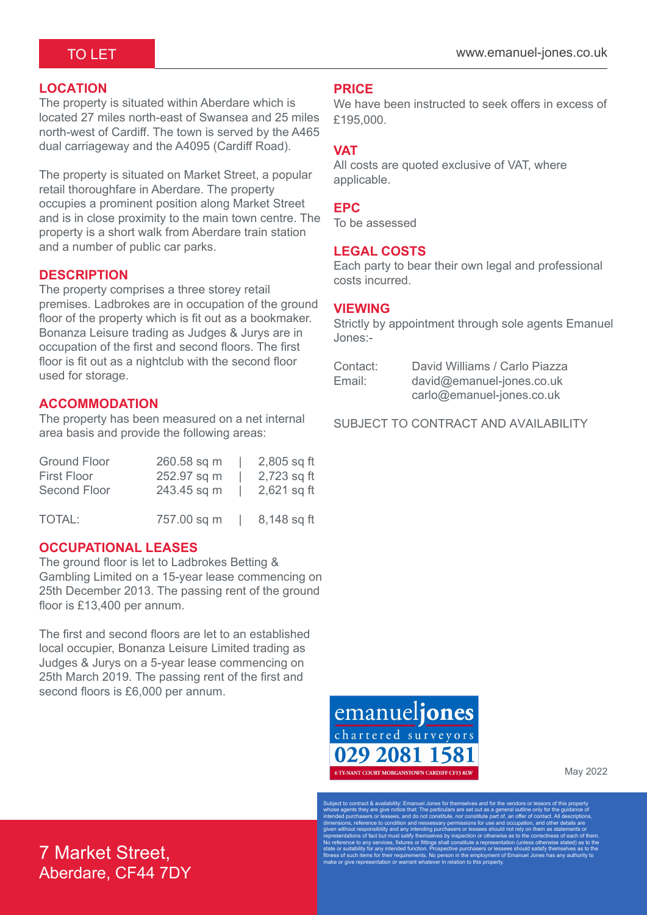TO LET

www.emanuel-jones.co.uk

## LOCATION

The property is situated within Aberdare which is located 27 miles north-east of Swansea and 25 miles north-west of Cardiff. The town is served by the A465 dual carriageway and the A4095 (Cardiff Road).

The property is situated on Market Street, a popular retail thoroughfare in Aberdare. The property occupies a prominent position along Market Street and is in close proximity to the main town centre. The property is a short walk from Aberdare train station and a number of public car parks.

## DESCRIPTION

The property comprises a three storey retail premises. Ladbrokes are in occupation of the ground floor of the property which is fit out as a bookmaker. Bonanza Leisure trading as Judges & Jurys are in occupation of the first and second floors. The first floor is fit out as a nightclub with the second floor used for storage.

## ACCOMMODATION

The property has been measured on a net internal area basis and provide the following areas:

| | | |
|---|---|---|
| Ground Floor | 260.58 sq m | 2,805 sq ft |
| First Floor | 252.97 sq m | 2,723 sq ft |
| Second Floor | 243.45 sq m | 2,621 sq ft |
| TOTAL: | 757.00 sq m | 8,148 sq ft |

## OCCUPATIONAL LEASES

The ground floor is let to Ladbrokes Betting & Gambling Limited on a 15-year lease commencing on 25th December 2013. The passing rent of the ground floor is £13,400 per annum.

The first and second floors are let to an established local occupier, Bonanza Leisure Limited trading as Judges & Jurys on a 5-year lease commencing on 25th March 2019. The passing rent of the first and second floors is £6,000 per annum.

## PRICE

We have been instructed to seek offers in excess of £195,000.

## VAT

All costs are quoted exclusive of VAT, where applicable.

## EPC

To be assessed

## LEGAL COSTS

Each party to bear their own legal and professional costs incurred.

## VIEWING

Strictly by appointment through sole agents Emanuel Jones:-

Contact: David Williams / Carlo Piazza
Email: david@emanuel-jones.co.uk
carlo@emanuel-jones.co.uk

SUBJECT TO CONTRACT AND AVAILABILITY

emanueljones
chartered surveyors
029 2081 1581
6 TY-NANT COURT MORGANSTOWN CARDIFF CF15 8LW

May 2022

7 Market Street,
Aberdare, CF44 7DY

Subject to contract & availability: Emanuel Jones for themselves and for the vendors or lessors of this property whose agents they are give notice that: The particulars are set out as a general outline only for the guidance of intended purchasers or lessees, and do not constitute, nor constitute part of, an offer of contact. All descriptions, dimensions, reference to condition and nessessary permissions for use and occupation, and other details are given without responsibility and any intending purchasers or lessees should not rely on them as statements or representations of fact but must satify themselves by inspection or otherwise as to the correctness of each of them. No reference to any services, fixtures or fittings shall constitute a representation (unless otherwise stated) as to the state or suitability for any intended function. Prospective purchasers or lessees should satisfy themselves as to the fitness of such items for their requirements. No person in the employment of Emanuel Jones has any authority to make or give representation or warrant whatever in relation to this property.